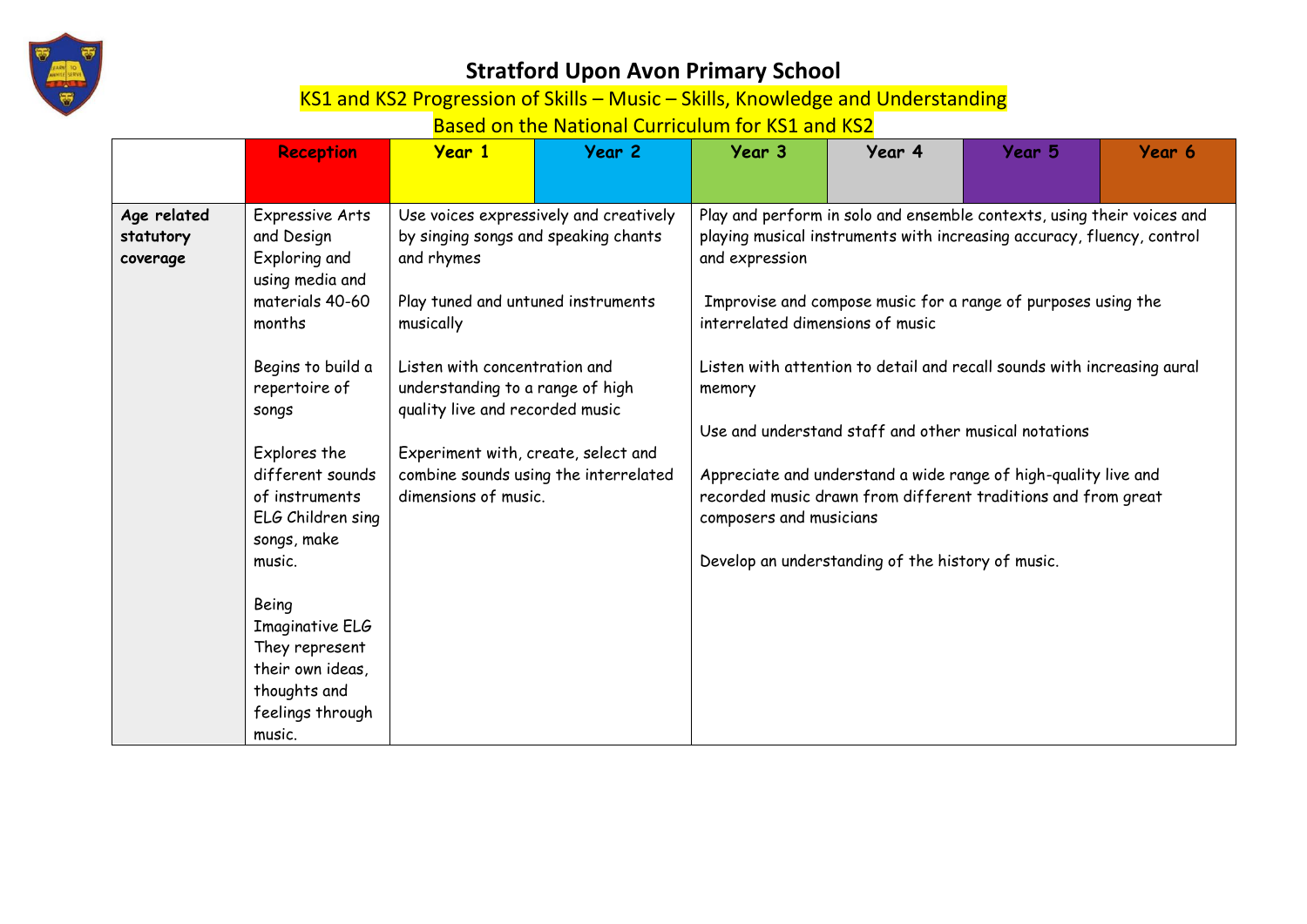# Stratford Upon Avon Primary School

## KS1 and KS2 Progression of Skills – Music – Skills, Knowledge and Understanding

### Based on the National Curriculum for KS1 and KS2

| | Reception | Year 1 | Year 2 | Year 3 | Year 4 | Year 5 | Year 6 |
|---|---|---|---|---|---|---|---|
| **Age related statutory coverage** | Expressive Arts and Design Exploring and using media and materials 40-60 months<br><br>Begins to build a repertoire of songs<br><br>Explores the different sounds of instruments ELG Children sing songs, make music.<br><br>Being Imaginative ELG They represent their own ideas, thoughts and feelings through music. | Use voices expressively and creatively by singing songs and speaking chants and rhymes<br><br>Play tuned and untuned instruments musically<br><br>Listen with concentration and understanding to a range of high quality live and recorded music<br><br>Experiment with, create, select and combine sounds using the interrelated dimensions of music. | | Play and perform in solo and ensemble contexts, using their voices and playing musical instruments with increasing accuracy, fluency, control and expression<br><br>Improvise and compose music for a range of purposes using the interrelated dimensions of music<br><br>Listen with attention to detail and recall sounds with increasing aural memory<br><br>Use and understand staff and other musical notations<br><br>Appreciate and understand a wide range of high-quality live and recorded music drawn from different traditions and from great composers and musicians<br><br>Develop an understanding of the history of music. | | | |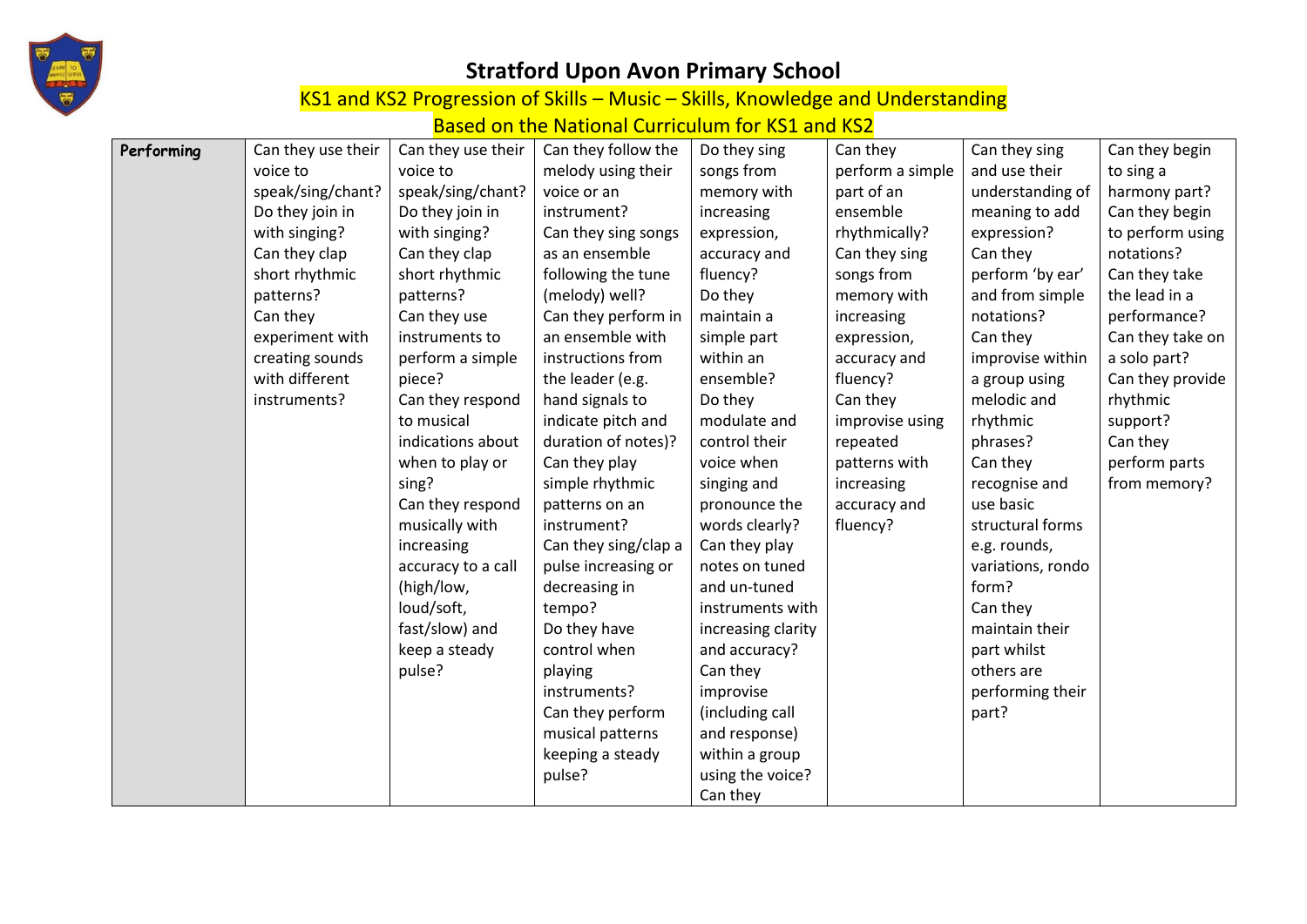# Stratford Upon Avon Primary School

## KS1 and KS2 Progression of Skills – Music – Skills, Knowledge and Understanding

## Based on the National Curriculum for KS1 and KS2

| | | | | | | | |
|---|---|---|---|---|---|---|---|
| **Performing** | Can they use their voice to speak/sing/chant? Do they join in with singing? Can they clap short rhythmic patterns? Can they experiment with creating sounds with different instruments? | Can they use their voice to speak/sing/chant? Do they join in with singing? Can they clap short rhythmic patterns? Can they use instruments to perform a simple piece? Can they respond to musical indications about when to play or sing? Can they respond musically with increasing accuracy to a call (high/low, loud/soft, fast/slow) and keep a steady pulse? | Can they follow the melody using their voice or an instrument? Can they sing songs as an ensemble following the tune (melody) well? Can they perform in an ensemble with instructions from the leader (e.g. hand signals to indicate pitch and duration of notes)? Can they play simple rhythmic patterns on an instrument? Can they sing/clap a pulse increasing or decreasing in tempo? Do they have control when playing instruments? Can they perform musical patterns keeping a steady pulse? | Do they sing songs from memory with increasing expression, accuracy and fluency? Do they maintain a simple part within an ensemble? Do they modulate and control their voice when singing and pronounce the words clearly? Can they play notes on tuned and un-tuned instruments with increasing clarity and accuracy? Can they improvise (including call and response) within a group using the voice? Can they | Can they perform a simple part of an ensemble rhythmically? Can they sing songs from memory with increasing expression, accuracy and fluency? Can they improvise using repeated patterns with increasing accuracy and fluency? | Can they sing and use their understanding of meaning to add expression? Can they perform 'by ear' and from simple notations? Can they improvise within a group using melodic and rhythmic phrases? Can they recognise and use basic structural forms e.g. rounds, variations, rondo form? Can they maintain their part whilst others are performing their part? | Can they begin to sing a harmony part? Can they begin to perform using notations? Can they take the lead in a performance? Can they take on a solo part? Can they provide rhythmic support? Can they perform parts from memory? |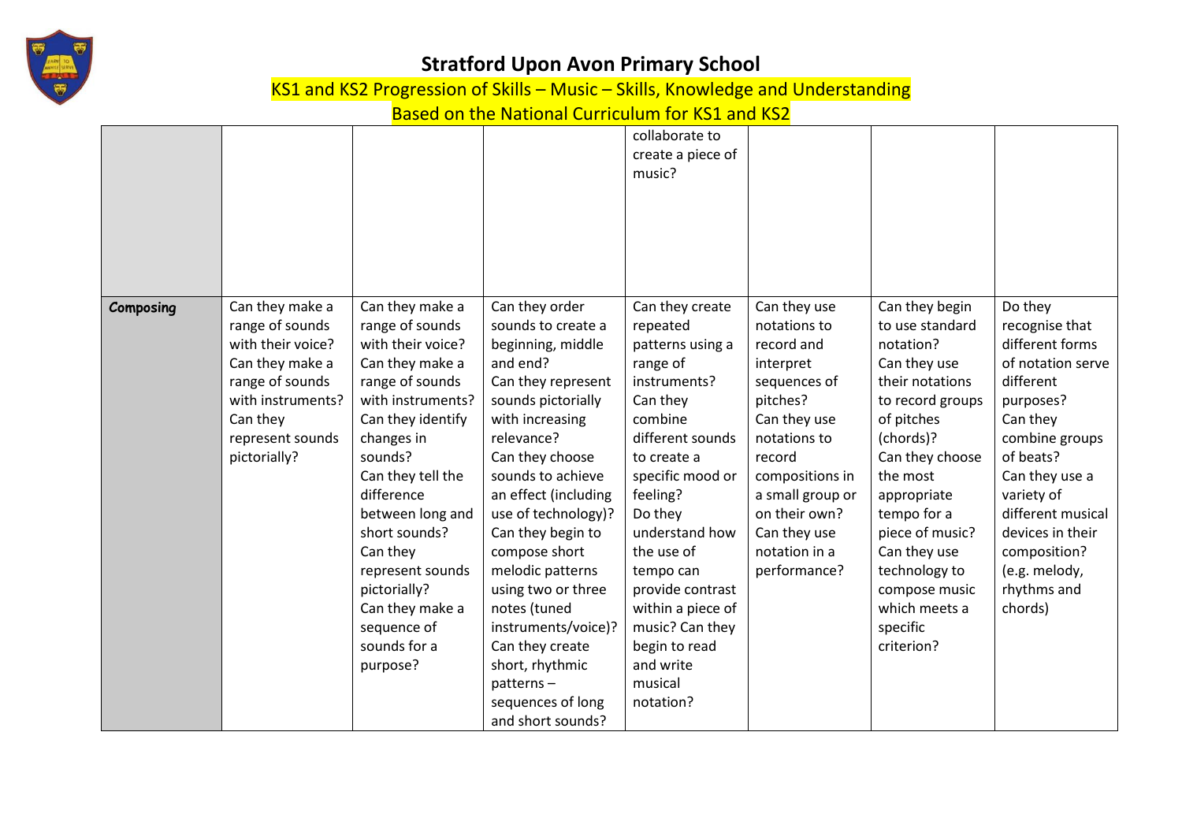# Stratford Upon Avon Primary School

## KS1 and KS2 Progression of Skills – Music – Skills, Knowledge and Understanding

## Based on the National Curriculum for KS1 and KS2

| | | | | | | | |
|---|---|---|---|---|---|---|---|
| | | | | collaborate to create a piece of music? | | | |
| **Composing** | Can they make a range of sounds with their voice? Can they make a range of sounds with instruments? Can they represent sounds pictorially? | Can they make a range of sounds with their voice? Can they make a range of sounds with instruments? Can they identify changes in sounds? Can they tell the difference between long and short sounds? Can they represent sounds pictorially? Can they make a sequence of sounds for a purpose? | Can they order sounds to create a beginning, middle and end? Can they represent sounds pictorially with increasing relevance? Can they choose sounds to achieve an effect (including use of technology)? Can they begin to compose short melodic patterns using two or three notes (tuned instruments/voice)? Can they create short, rhythmic patterns – sequences of long and short sounds? | Can they create repeated patterns using a range of instruments? Can they combine different sounds to create a specific mood or feeling? Do they understand how the use of tempo can provide contrast within a piece of music? Can they begin to read and write musical notation? | Can they use notations to record and interpret sequences of pitches? Can they use notations to record compositions in a small group or on their own? Can they use notation in a performance? | Can they begin to use standard notation? Can they use their notations to record groups of pitches (chords)? Can they choose the most appropriate tempo for a piece of music? Can they use technology to compose music which meets a specific criterion? | Do they recognise that different forms of notation serve different purposes? Can they combine groups of beats? Can they use a variety of different musical devices in their composition? (e.g. melody, rhythms and chords) |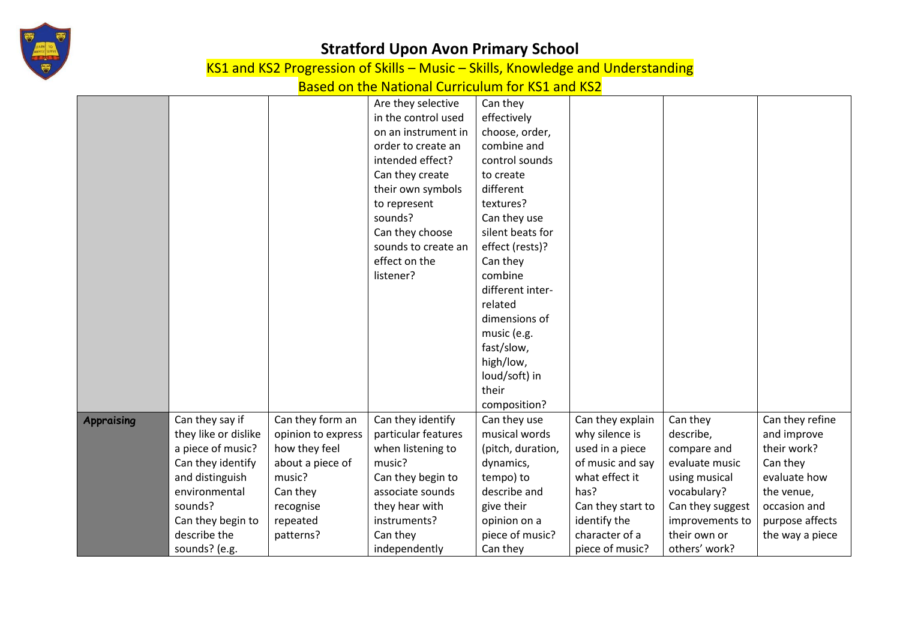# Stratford Upon Avon Primary School

## KS1 and KS2 Progression of Skills – Music – Skills, Knowledge and Understanding

## Based on the National Curriculum for KS1 and KS2

| | | | | | | | |
|---|---|---|---|---|---|---|---|
| | | | Are they selective in the control used on an instrument in order to create an intended effect? Can they create their own symbols to represent sounds? Can they choose sounds to create an effect on the listener? | Can they effectively choose, order, combine and control sounds to create different textures? Can they use silent beats for effect (rests)? Can they combine different inter-related dimensions of music (e.g. fast/slow, high/low, loud/soft) in their composition? | | | |
| ***Appraising*** | Can they say if they like or dislike a piece of music? Can they identify and distinguish environmental sounds? Can they begin to describe the sounds? (e.g. | Can they form an opinion to express how they feel about a piece of music? Can they recognise repeated patterns? | Can they identify particular features when listening to music? Can they begin to associate sounds they hear with instruments? Can they independently | Can they use musical words (pitch, duration, dynamics, tempo) to describe and give their opinion on a piece of music? Can they | Can they explain why silence is used in a piece of music and say what effect it has? Can they start to identify the character of a piece of music? | Can they describe, compare and evaluate music using musical vocabulary? Can they suggest improvements to their own or others' work? | Can they refine and improve their work? Can they evaluate how the venue, occasion and purpose affects the way a piece |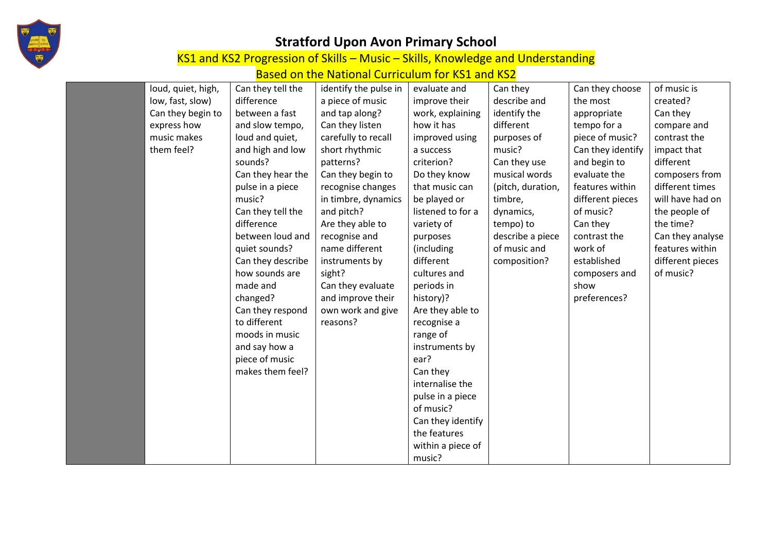# Stratford Upon Avon Primary School

## KS1 and KS2 Progression of Skills – Music – Skills, Knowledge and Understanding

## Based on the National Curriculum for KS1 and KS2

| | | | | | | | |
|---|---|---|---|---|---|---|---|
| | loud, quiet, high, low, fast, slow) Can they begin to express how music makes them feel? | Can they tell the difference between a fast and slow tempo, loud and quiet, and high and low sounds? Can they hear the pulse in a piece music? Can they tell the difference between loud and quiet sounds? Can they describe how sounds are made and changed? Can they respond to different moods in music and say how a piece of music makes them feel? | identify the pulse in a piece of music and tap along? Can they listen carefully to recall short rhythmic patterns? Can they begin to recognise changes in timbre, dynamics and pitch? Are they able to recognise and name different instruments by sight? Can they evaluate and improve their own work and give reasons? | evaluate and improve their work, explaining how it has improved using a success criterion? Do they know that music can be played or listened to for a variety of purposes (including different cultures and periods in history)? Are they able to recognise a range of instruments by ear? Can they internalise the pulse in a piece of music? Can they identify the features within a piece of music? | Can they describe and identify the different purposes of music? Can they use musical words (pitch, duration, timbre, dynamics, tempo) to describe a piece of music and composition? | Can they choose the most appropriate tempo for a piece of music? Can they identify and begin to evaluate the features within different pieces of music? Can they contrast the work of established composers and show preferences? | of music is created? Can they compare and contrast the impact that different composers from different times will have had on the people of the time? Can they analyse features within different pieces of music? |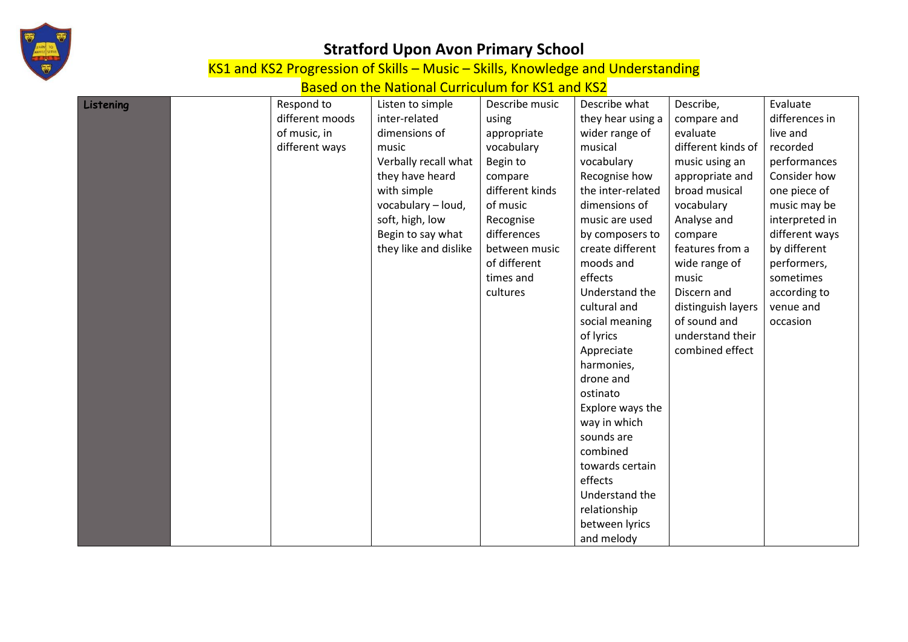# Stratford Upon Avon Primary School

## KS1 and KS2 Progression of Skills – Music – Skills, Knowledge and Understanding

## Based on the National Curriculum for KS1 and KS2

| | | | | | | | |
|---|---|---|---|---|---|---|---|
| **Listening** | | Respond to different moods of music, in different ways | Listen to simple inter-related dimensions of music<br>Verbally recall what they have heard with simple vocabulary – loud, soft, high, low<br>Begin to say what they like and dislike | Describe music using appropriate vocabulary<br>Begin to compare different kinds of music<br>Recognise differences between music of different times and cultures | Describe what they hear using a wider range of musical vocabulary<br>Recognise how the inter-related dimensions of music are used by composers to create different moods and effects<br>Understand the cultural and social meaning of lyrics<br>Appreciate harmonies, drone and ostinato<br>Explore ways the way in which sounds are combined towards certain effects<br>Understand the relationship between lyrics and melody | Describe, compare and evaluate different kinds of music using an appropriate and broad musical vocabulary<br>Analyse and compare features from a wide range of music<br>Discern and distinguish layers of sound and understand their combined effect | Evaluate differences in live and recorded performances<br>Consider how one piece of music may be interpreted in different ways by different performers, sometimes according to venue and occasion |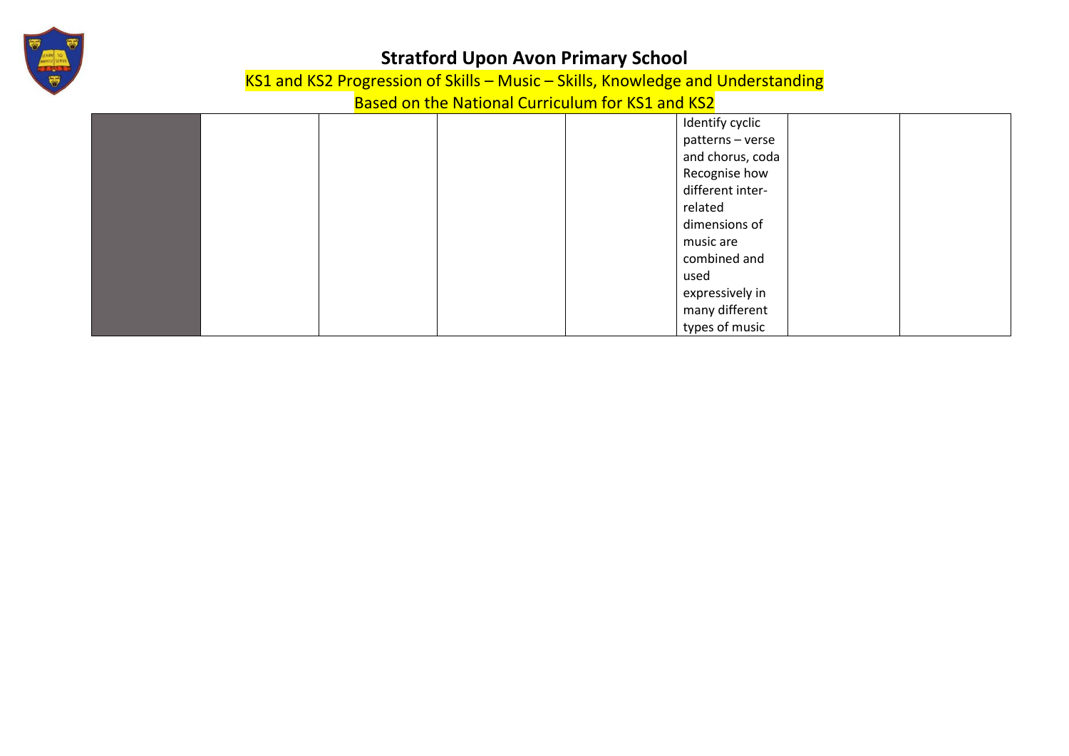| | | | | | | | |
|---|---|---|---|---|---|---|---|
| | | | | | Identify cyclic patterns – verse and chorus, coda<br>Recognise how different inter-related dimensions of music are combined and used expressively in many different types of music | | |